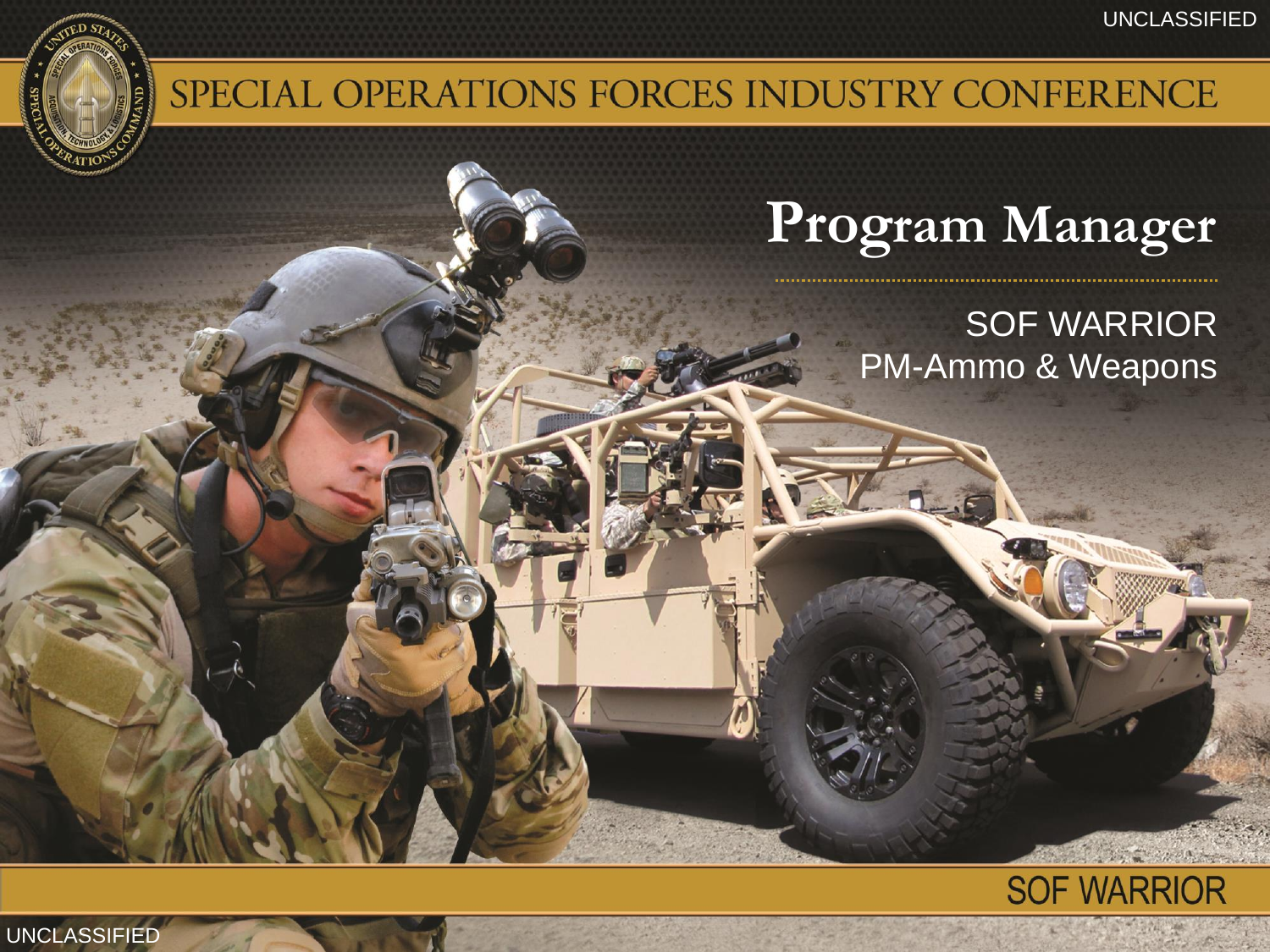UNCLASSIFIED

# SPECIAL OPERATIONS FORCES INDUSTRY CONFERENCE

## Program Manager

SOF WARRIOR
PM-Ammo & Weapons

SOF WARRIOR

UNCLASSIFIED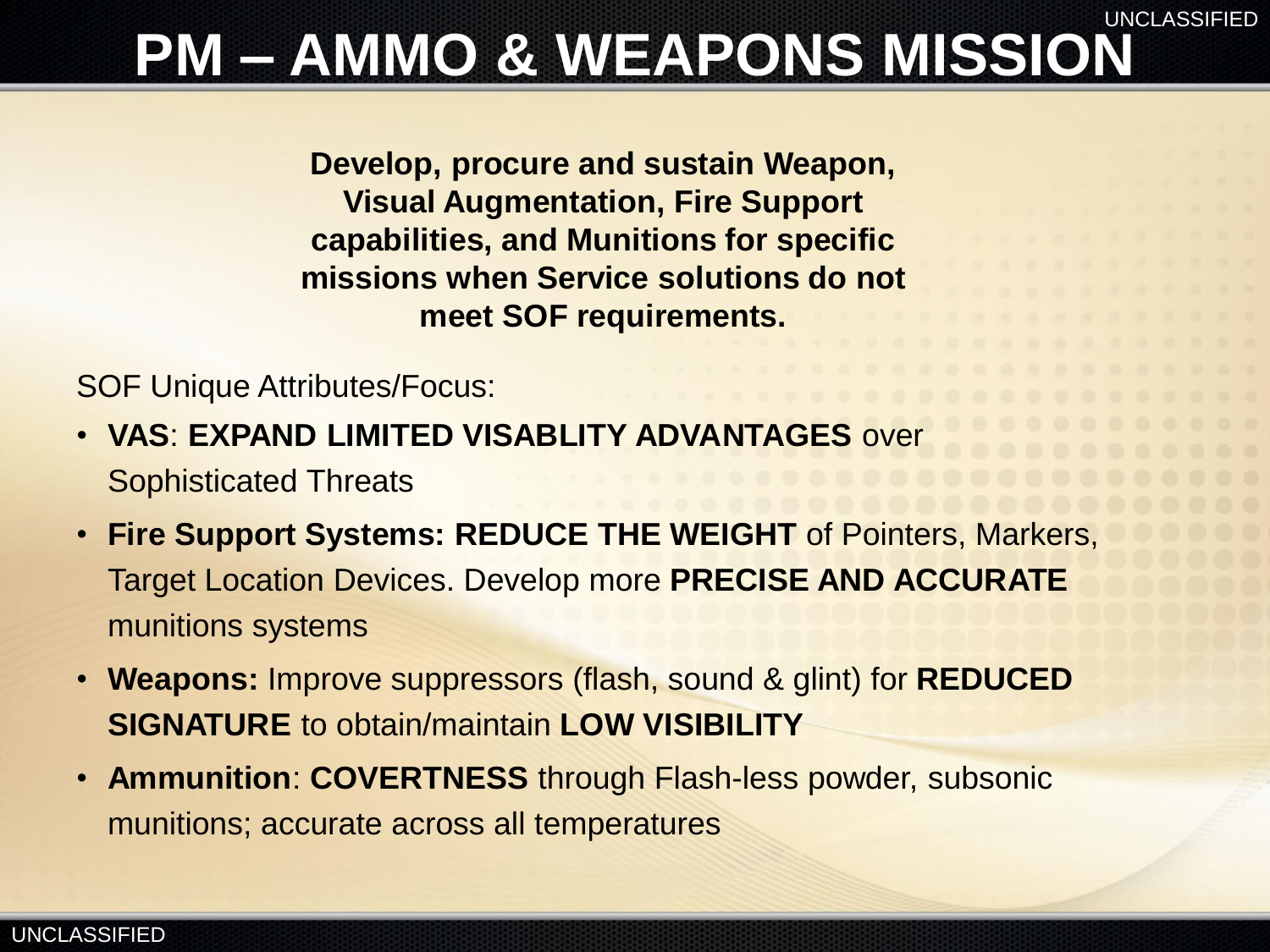# PM – AMMO & WEAPONS MISSION

**Develop, procure and sustain Weapon, Visual Augmentation, Fire Support capabilities, and Munitions for specific missions when Service solutions do not meet SOF requirements.**

SOF Unique Attributes/Focus:

- **VAS**: **EXPAND LIMITED VISABLITY ADVANTAGES** over Sophisticated Threats
- **Fire Support Systems: REDUCE THE WEIGHT** of Pointers, Markers, Target Location Devices. Develop more **PRECISE AND ACCURATE** munitions systems
- **Weapons:** Improve suppressors (flash, sound & glint) for **REDUCED SIGNATURE** to obtain/maintain **LOW VISIBILITY**
- **Ammunition**: **COVERTNESS** through Flash-less powder, subsonic munitions; accurate across all temperatures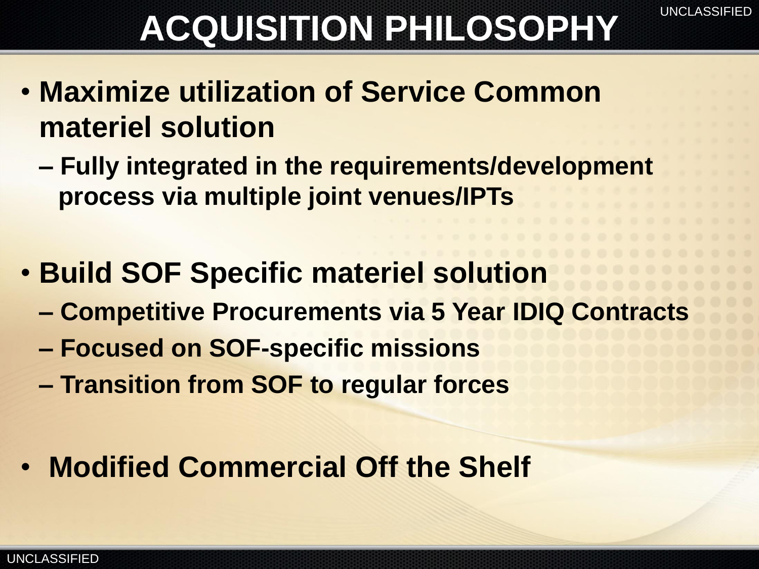# ACQUISITION PHILOSOPHY

- **Maximize utilization of Service Common materiel solution**
  - **Fully integrated in the requirements/development process via multiple joint venues/IPTs**

- **Build SOF Specific materiel solution**
  - **Competitive Procurements via 5 Year IDIQ Contracts**
  - **Focused on SOF-specific missions**
  - **Transition from SOF to regular forces**

- **Modified Commercial Off the Shelf**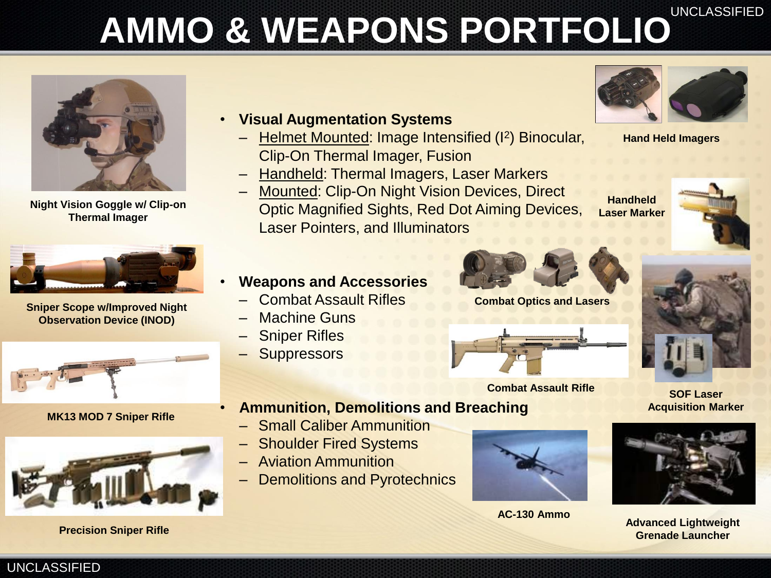# AMMO & WEAPONS PORTFOLIO

- **Visual Augmentation Systems**
  - Helmet Mounted: Image Intensified ($I^2$) Binocular, Clip-On Thermal Imager, Fusion
  - Handheld: Thermal Imagers, Laser Markers
  - Mounted: Clip-On Night Vision Devices, Direct Optic Magnified Sights, Red Dot Aiming Devices, Laser Pointers, and Illuminators
- **Weapons and Accessories**
  - Combat Assault Rifles
  - Machine Guns
  - Sniper Rifles
  - Suppressors
- **Ammunition, Demolitions and Breaching**
  - Small Caliber Ammunition
  - Shoulder Fired Systems
  - Aviation Ammunition
  - Demolitions and Pyrotechnics

Night Vision Goggle w/ Clip-on Thermal Imager

Sniper Scope w/Improved Night Observation Device (INOD)

MK13 MOD 7 Sniper Rifle

Precision Sniper Rifle

Hand Held Imagers

Handheld Laser Marker

Combat Optics and Lasers

Combat Assault Rifle

SOF Laser Acquisition Marker

AC-130 Ammo

Advanced Lightweight Grenade Launcher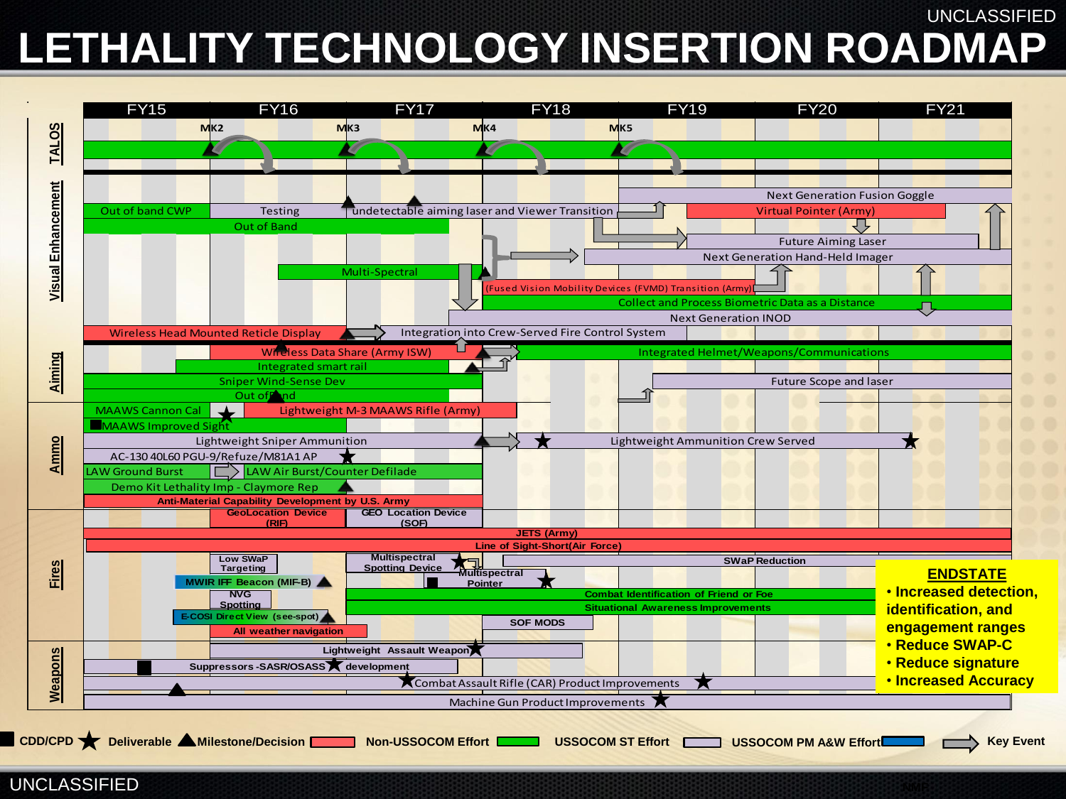# LETHALITY TECHNOLOGY INSERTION ROADMAP

FY15 FY16 FY17 FY18 FY19 FY20 FY21

**TALOS**

MK2 MK3 MK4 MK5

**Visual Enhancement**

Next Generation Fusion Goggle

Out of band CWP

Testing

undetectable aiming laser and Viewer Transition

Virtual Pointer (Army)

Out of Band

Future Aiming Laser

Next Generation Hand-Held Imager

Multi-Spectral

(Fused Vision Mobility Devices (FVMD) Transition (Army))

Collect and Process Biometric Data as a Distance

Next Generation INOD

Wireless Head Mounted Reticle Display

Integration into Crew-Served Fire Control System

**Aiming**

Wireless Data Share (Army ISW)

Integrated Helmet/Weapons/Communications

Integrated smart rail

Sniper Wind-Sense Dev

Future Scope and laser

Out of Band

**Ammo**

MAAWS Cannon Cal

Lightweight M-3 MAAWS Rifle (Army)

MAAWS Improved Sight

Lightweight Sniper Ammunition

Lightweight Ammunition Crew Served

AC-130 40L60 PGU-9/Refuze/M81A1 AP

LAW Ground Burst

LAW Air Burst/Counter Defilade

Demo Kit Lethality Imp - Claymore Rep

Anti-Material Capability Development by U.S. Army

**Fires**

GeoLocation Device (RIF)

GEO Location Device (SOF)

JETS (Army)

Line of Sight-Short(Air Force)

Low SWaP Targeting

Multispectral Spotting Device

SWaP Reduction

MWIR IFF Beacon (MIF-B)

Multispectral Pointer

NVG Spotting

Combat Identification of Friend or Foe

Situational Awareness Improvements

E-COSI Direct View (see-spot)

All weather navigation

SOF MODS

**Weapons**

Lightweight Assault Weapon

Suppressors -SASR/OSASS development

Combat Assault Rifle (CAR) Product Improvements

Machine Gun Product Improvements

**ENDSTATE**

- Increased detection, identification, and engagement ranges
- Reduce SWAP-C
- Reduce signature
- Increased Accuracy

CDD/CPD | Deliverable | Milestone/Decision | Non-USSOCOM Effort | USSOCOM ST Effort | USSOCOM PM A&W Effort | Key Event

UNCLASSIFIED